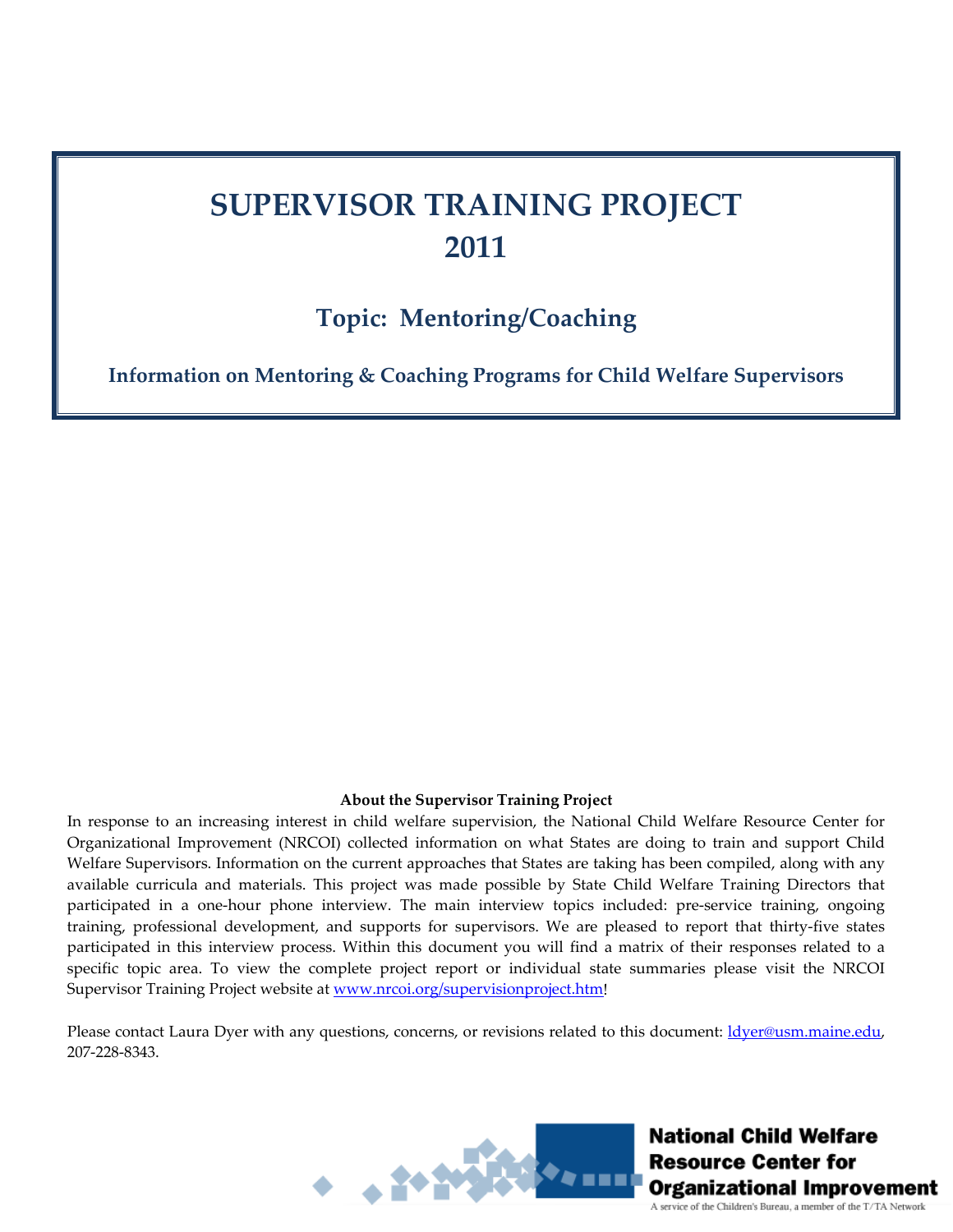# SUPERVISOR TRAINING PROJECT 2011

## Topic: Mentoring/Coaching

### Information on Mentoring & Coaching Programs for Child Welfare Supervisors

**About the Supervisor Training Project**

In response to an increasing interest in child welfare supervision, the National Child Welfare Resource Center for Organizational Improvement (NRCOI) collected information on what States are doing to train and support Child Welfare Supervisors. Information on the current approaches that States are taking has been compiled, along with any available curricula and materials. This project was made possible by State Child Welfare Training Directors that participated in a one-hour phone interview. The main interview topics included: pre-service training, ongoing training, professional development, and supports for supervisors. We are pleased to report that thirty-five states participated in this interview process. Within this document you will find a matrix of their responses related to a specific topic area. To view the complete project report or individual state summaries please visit the NRCOI Supervisor Training Project website at www.nrcoi.org/supervisionproject.htm!

Please contact Laura Dyer with any questions, concerns, or revisions related to this document: ldyer@usm.maine.edu, 207-228-8343.

**National Child Welfare Resource Center for Organizational Improvement**

A service of the Children's Bureau, a member of the T/TA Network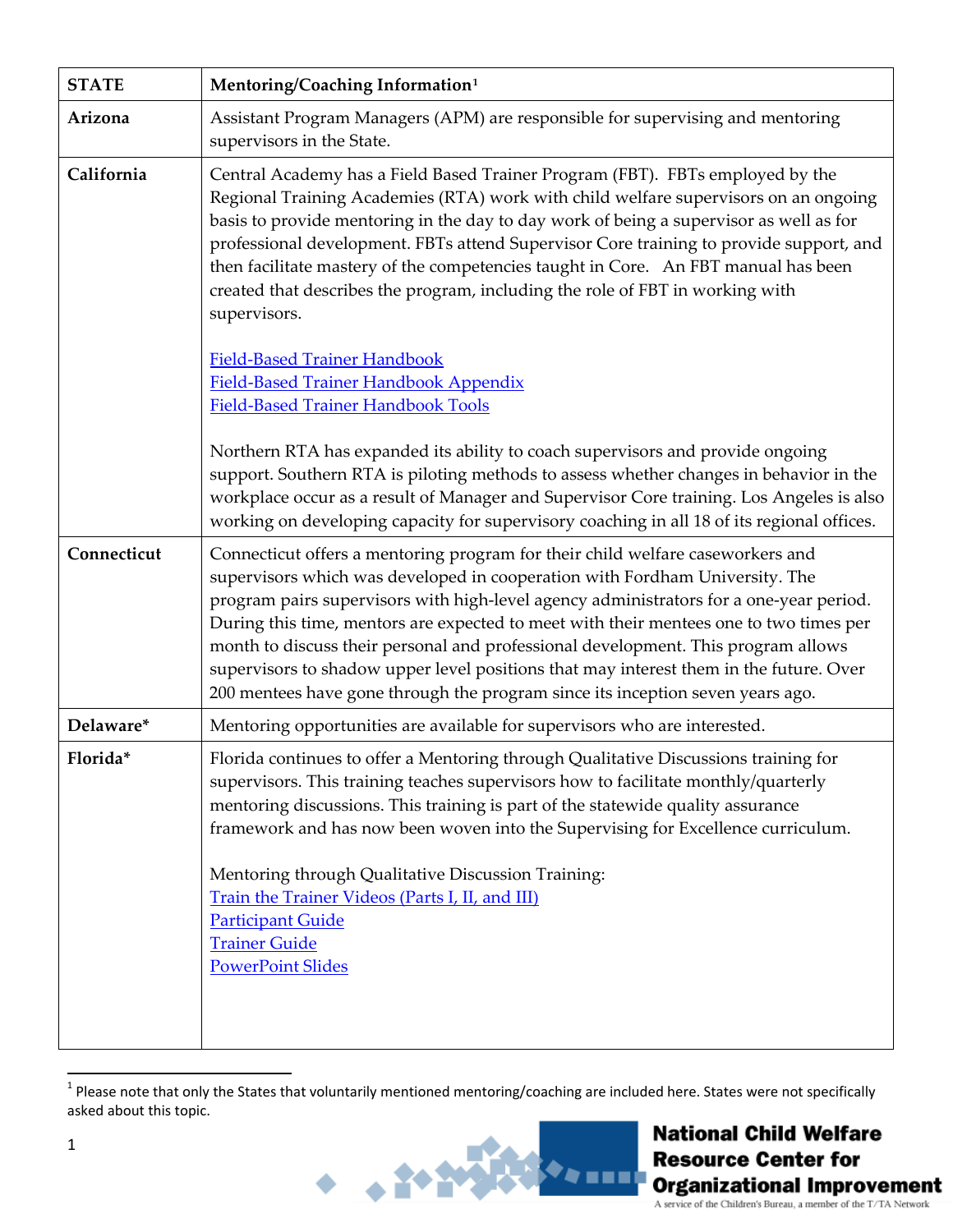| STATE | Mentoring/Coaching Information[1] |
|---|---|
| **Arizona** | Assistant Program Managers (APM) are responsible for supervising and mentoring supervisors in the State. |
| **California** | Central Academy has a Field Based Trainer Program (FBT). FBTs employed by the Regional Training Academies (RTA) work with child welfare supervisors on an ongoing basis to provide mentoring in the day to day work of being a supervisor as well as for professional development. FBTs attend Supervisor Core training to provide support, and then facilitate mastery of the competencies taught in Core. An FBT manual has been created that describes the program, including the role of FBT in working with supervisors.<br><br>Field-Based Trainer Handbook<br>Field-Based Trainer Handbook Appendix<br>Field-Based Trainer Handbook Tools<br><br>Northern RTA has expanded its ability to coach supervisors and provide ongoing support. Southern RTA is piloting methods to assess whether changes in behavior in the workplace occur as a result of Manager and Supervisor Core training. Los Angeles is also working on developing capacity for supervisory coaching in all 18 of its regional offices. |
| **Connecticut** | Connecticut offers a mentoring program for their child welfare caseworkers and supervisors which was developed in cooperation with Fordham University. The program pairs supervisors with high-level agency administrators for a one-year period. During this time, mentors are expected to meet with their mentees one to two times per month to discuss their personal and professional development. This program allows supervisors to shadow upper level positions that may interest them in the future. Over 200 mentees have gone through the program since its inception seven years ago. |
| **Delaware*** | Mentoring opportunities are available for supervisors who are interested. |
| **Florida*** | Florida continues to offer a Mentoring through Qualitative Discussions training for supervisors. This training teaches supervisors how to facilitate monthly/quarterly mentoring discussions. This training is part of the statewide quality assurance framework and has now been woven into the Supervising for Excellence curriculum.<br><br>Mentoring through Qualitative Discussion Training:<br>Train the Trainer Videos (Parts I, II, and III)<br>Participant Guide<br>Trainer Guide<br>PowerPoint Slides |

[1] Please note that only the States that voluntarily mentioned mentoring/coaching are included here. States were not specifically asked about this topic.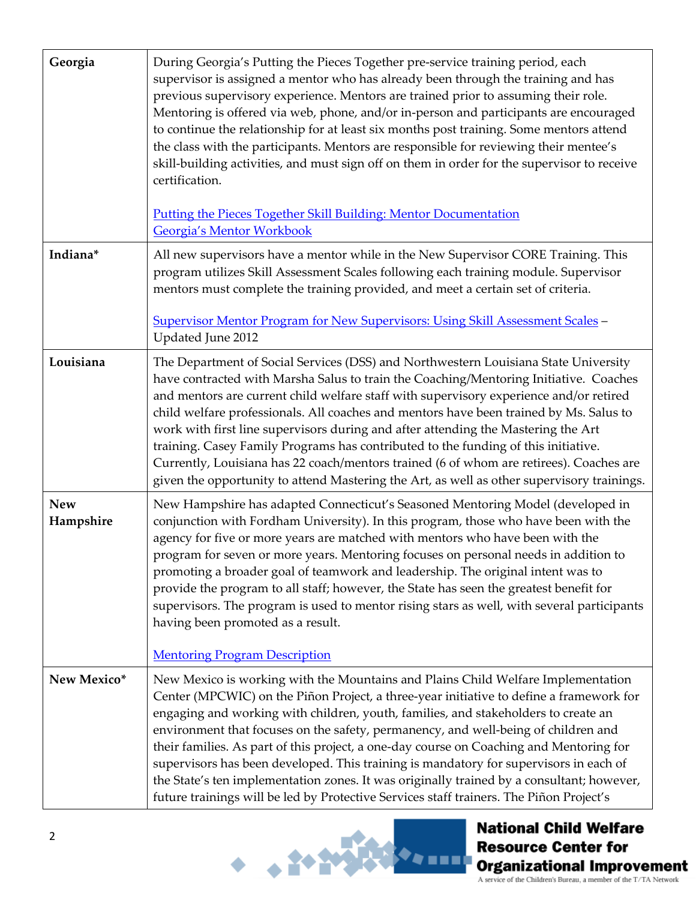| | |
|---|---|
| **Georgia** | During Georgia's Putting the Pieces Together pre-service training period, each supervisor is assigned a mentor who has already been through the training and has previous supervisory experience. Mentors are trained prior to assuming their role. Mentoring is offered via web, phone, and/or in-person and participants are encouraged to continue the relationship for at least six months post training. Some mentors attend the class with the participants. Mentors are responsible for reviewing their mentee's skill-building activities, and must sign off on them in order for the supervisor to receive certification.<br><br>Putting the Pieces Together Skill Building: Mentor Documentation<br>Georgia's Mentor Workbook |
| **Indiana*** | All new supervisors have a mentor while in the New Supervisor CORE Training. This program utilizes Skill Assessment Scales following each training module. Supervisor mentors must complete the training provided, and meet a certain set of criteria.<br><br>Supervisor Mentor Program for New Supervisors: Using Skill Assessment Scales – Updated June 2012 |
| **Louisiana** | The Department of Social Services (DSS) and Northwestern Louisiana State University have contracted with Marsha Salus to train the Coaching/Mentoring Initiative. Coaches and mentors are current child welfare staff with supervisory experience and/or retired child welfare professionals. All coaches and mentors have been trained by Ms. Salus to work with first line supervisors during and after attending the Mastering the Art training. Casey Family Programs has contributed to the funding of this initiative. Currently, Louisiana has 22 coach/mentors trained (6 of whom are retirees). Coaches are given the opportunity to attend Mastering the Art, as well as other supervisory trainings. |
| **New Hampshire** | New Hampshire has adapted Connecticut's Seasoned Mentoring Model (developed in conjunction with Fordham University). In this program, those who have been with the agency for five or more years are matched with mentors who have been with the program for seven or more years. Mentoring focuses on personal needs in addition to promoting a broader goal of teamwork and leadership. The original intent was to provide the program to all staff; however, the State has seen the greatest benefit for supervisors. The program is used to mentor rising stars as well, with several participants having been promoted as a result.<br><br>Mentoring Program Description |
| **New Mexico*** | New Mexico is working with the Mountains and Plains Child Welfare Implementation Center (MPCWIC) on the Piñon Project, a three-year initiative to define a framework for engaging and working with children, youth, families, and stakeholders to create an environment that focuses on the safety, permanency, and well-being of children and their families. As part of this project, a one-day course on Coaching and Mentoring for supervisors has been developed. This training is mandatory for supervisors in each of the State's ten implementation zones. It was originally trained by a consultant; however, future trainings will be led by Protective Services staff trainers. The Piñon Project's |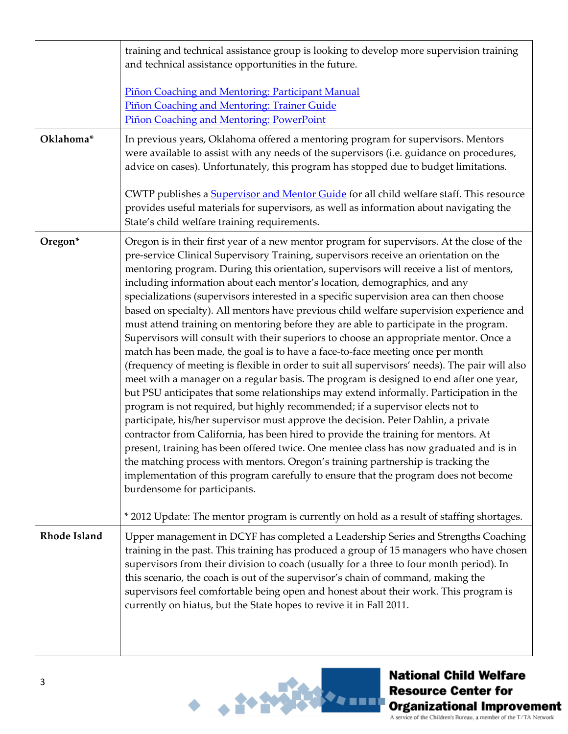| | |
|---|---|
| | training and technical assistance group is looking to develop more supervision training and technical assistance opportunities in the future.<br><br>Piñon Coaching and Mentoring: Participant Manual<br>Piñon Coaching and Mentoring: Trainer Guide<br>Piñon Coaching and Mentoring: PowerPoint |
| **Oklahoma*** | In previous years, Oklahoma offered a mentoring program for supervisors. Mentors were available to assist with any needs of the supervisors (i.e. guidance on procedures, advice on cases). Unfortunately, this program has stopped due to budget limitations.<br><br>CWTP publishes a Supervisor and Mentor Guide for all child welfare staff. This resource provides useful materials for supervisors, as well as information about navigating the State's child welfare training requirements. |
| **Oregon*** | Oregon is in their first year of a new mentor program for supervisors. At the close of the pre-service Clinical Supervisory Training, supervisors receive an orientation on the mentoring program. During this orientation, supervisors will receive a list of mentors, including information about each mentor's location, demographics, and any specializations (supervisors interested in a specific supervision area can then choose based on specialty). All mentors have previous child welfare supervision experience and must attend training on mentoring before they are able to participate in the program. Supervisors will consult with their superiors to choose an appropriate mentor. Once a match has been made, the goal is to have a face-to-face meeting once per month (frequency of meeting is flexible in order to suit all supervisors' needs). The pair will also meet with a manager on a regular basis. The program is designed to end after one year, but PSU anticipates that some relationships may extend informally. Participation in the program is not required, but highly recommended; if a supervisor elects not to participate, his/her supervisor must approve the decision. Peter Dahlin, a private contractor from California, has been hired to provide the training for mentors. At present, training has been offered twice. One mentee class has now graduated and is in the matching process with mentors. Oregon's training partnership is tracking the implementation of this program carefully to ensure that the program does not become burdensome for participants.<br><br>* 2012 Update: The mentor program is currently on hold as a result of staffing shortages. |
| **Rhode Island** | Upper management in DCYF has completed a Leadership Series and Strengths Coaching training in the past. This training has produced a group of 15 managers who have chosen supervisors from their division to coach (usually for a three to four month period). In this scenario, the coach is out of the supervisor's chain of command, making the supervisors feel comfortable being open and honest about their work. This program is currently on hiatus, but the State hopes to revive it in Fall 2011. |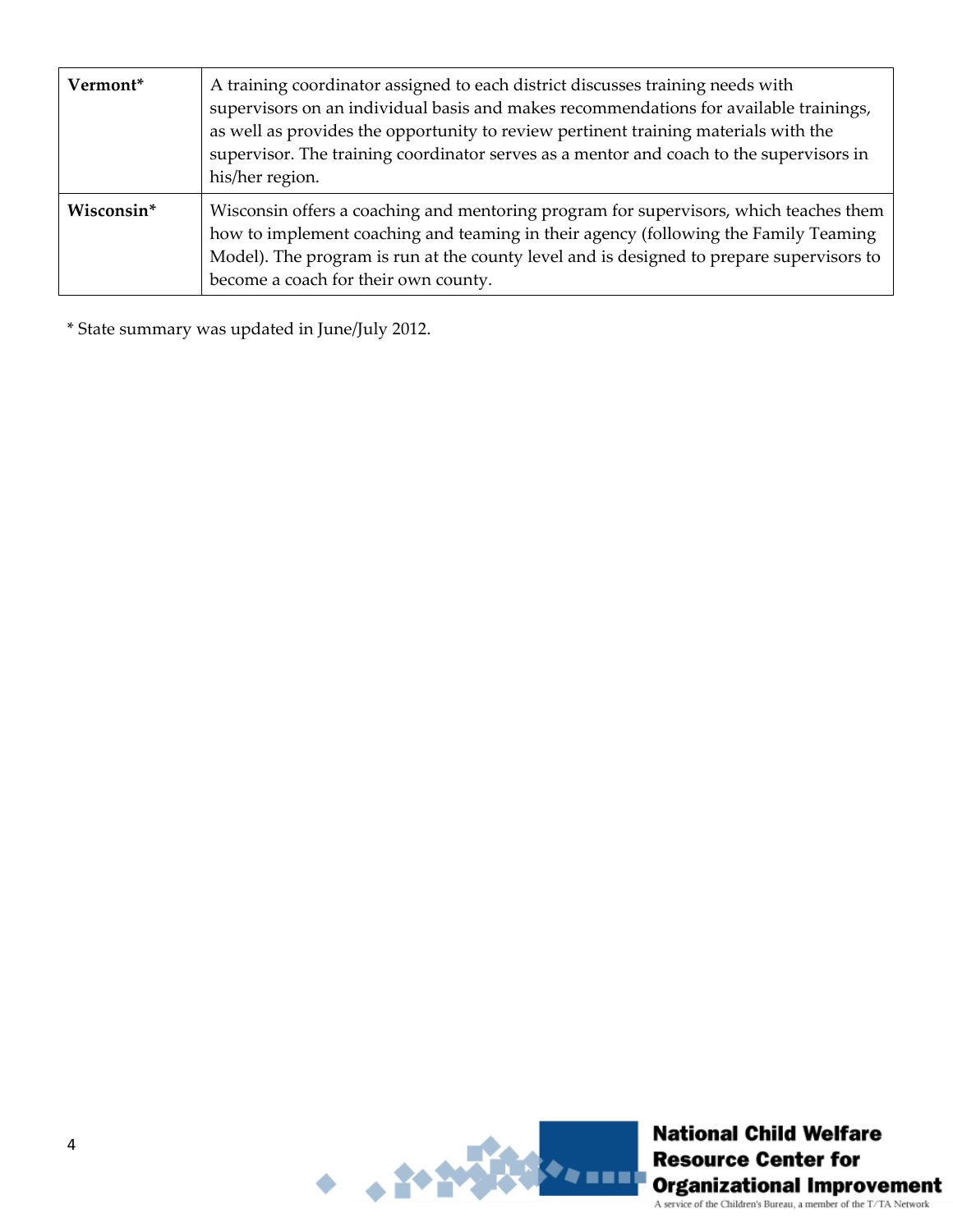| | |
|---|---|
| **Vermont*** | A training coordinator assigned to each district discusses training needs with supervisors on an individual basis and makes recommendations for available trainings, as well as provides the opportunity to review pertinent training materials with the supervisor. The training coordinator serves as a mentor and coach to the supervisors in his/her region. |
| **Wisconsin*** | Wisconsin offers a coaching and mentoring program for supervisors, which teaches them how to implement coaching and teaming in their agency (following the Family Teaming Model). The program is run at the county level and is designed to prepare supervisors to become a coach for their own county. |

* State summary was updated in June/July 2012.